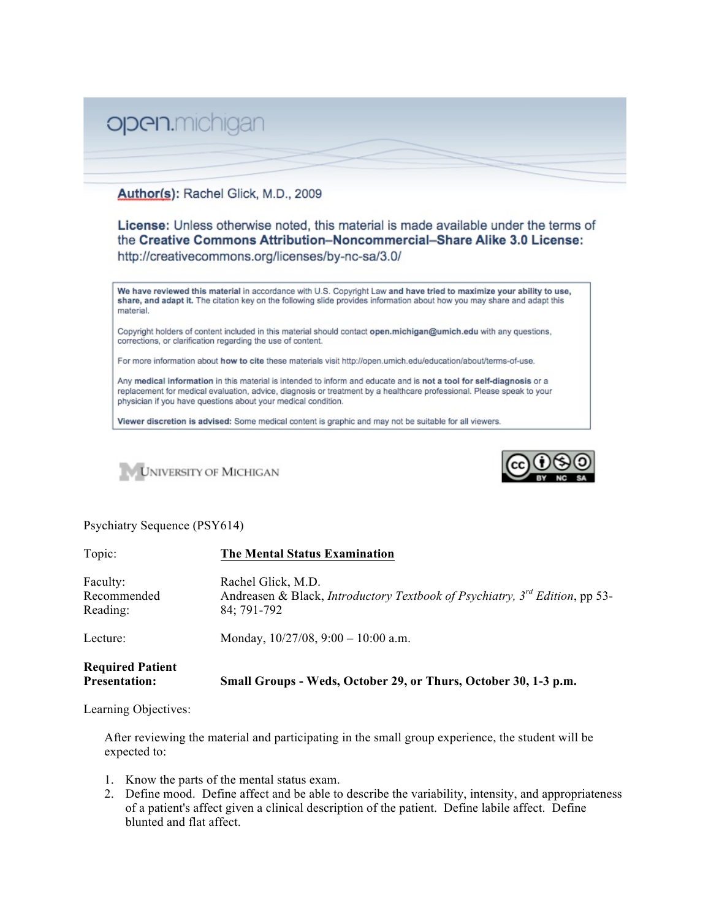open.michigan

**Author(s):** Rachel Glick, M.D., 2009

**License:** Unless otherwise noted, this material is made available under the terms of the **Creative Commons Attribution–Noncommercial–Share Alike 3.0 License:** http://creativecommons.org/licenses/by-nc-sa/3.0/

**We have reviewed this material** in accordance with U.S. Copyright Law **and have tried to maximize your ability to use, share, and adapt it.** The citation key on the following slide provides information about how you may share and adapt this material.

Copyright holders of content included in this material should contact **open.michigan@umich.edu** with any questions, corrections, or clarification regarding the use of content.

For more information about **how to cite** these materials visit http://open.umich.edu/education/about/terms-of-use.

Any **medical information** in this material is intended to inform and educate and is **not a tool for self-diagnosis** or a replacement for medical evaluation, advice, diagnosis or treatment by a healthcare professional. Please speak to your physician if you have questions about your medical condition.

**Viewer discretion is advised:** Some medical content is graphic and may not be suitable for all viewers.

University of Michigan

Psychiatry Sequence (PSY614)

Topic: **The Mental Status Examination**

Faculty: Rachel Glick, M.D.

Recommended Reading: Andreasen & Black, *Introductory Textbook of Psychiatry, 3rd Edition*, pp 53-84; 791-792

Lecture: Monday, 10/27/08, 9:00 – 10:00 a.m.

**Required Patient Presentation:** **Small Groups - Weds, October 29, or Thurs, October 30, 1-3 p.m.**

Learning Objectives:

After reviewing the material and participating in the small group experience, the student will be expected to:

1. Know the parts of the mental status exam.
2. Define mood. Define affect and be able to describe the variability, intensity, and appropriateness of a patient's affect given a clinical description of the patient. Define labile affect. Define blunted and flat affect.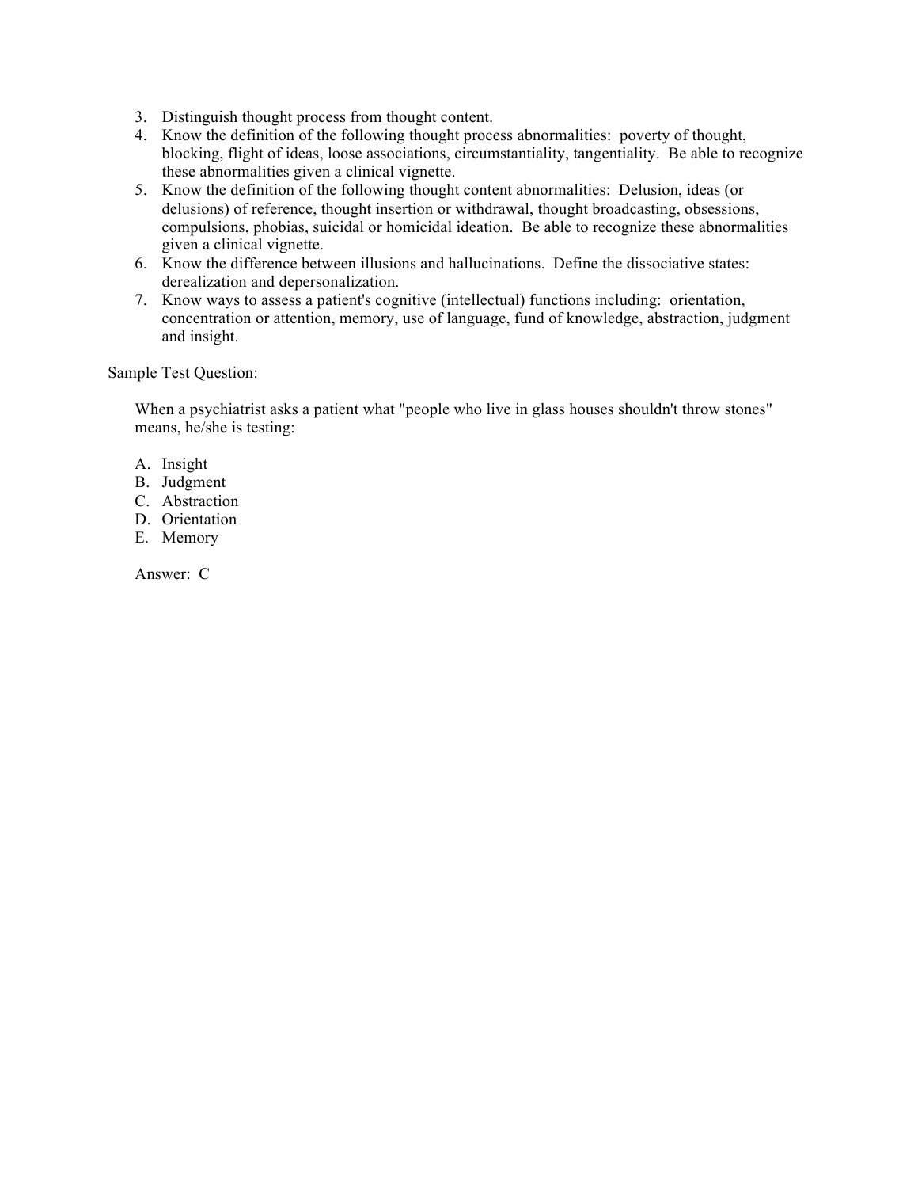3. Distinguish thought process from thought content.
4. Know the definition of the following thought process abnormalities: poverty of thought, blocking, flight of ideas, loose associations, circumstantiality, tangentiality. Be able to recognize these abnormalities given a clinical vignette.
5. Know the definition of the following thought content abnormalities: Delusion, ideas (or delusions) of reference, thought insertion or withdrawal, thought broadcasting, obsessions, compulsions, phobias, suicidal or homicidal ideation. Be able to recognize these abnormalities given a clinical vignette.
6. Know the difference between illusions and hallucinations. Define the dissociative states: derealization and depersonalization.
7. Know ways to assess a patient's cognitive (intellectual) functions including: orientation, concentration or attention, memory, use of language, fund of knowledge, abstraction, judgment and insight.

Sample Test Question:

When a psychiatrist asks a patient what "people who live in glass houses shouldn't throw stones" means, he/she is testing:

A. Insight
B. Judgment
C. Abstraction
D. Orientation
E. Memory

Answer: C